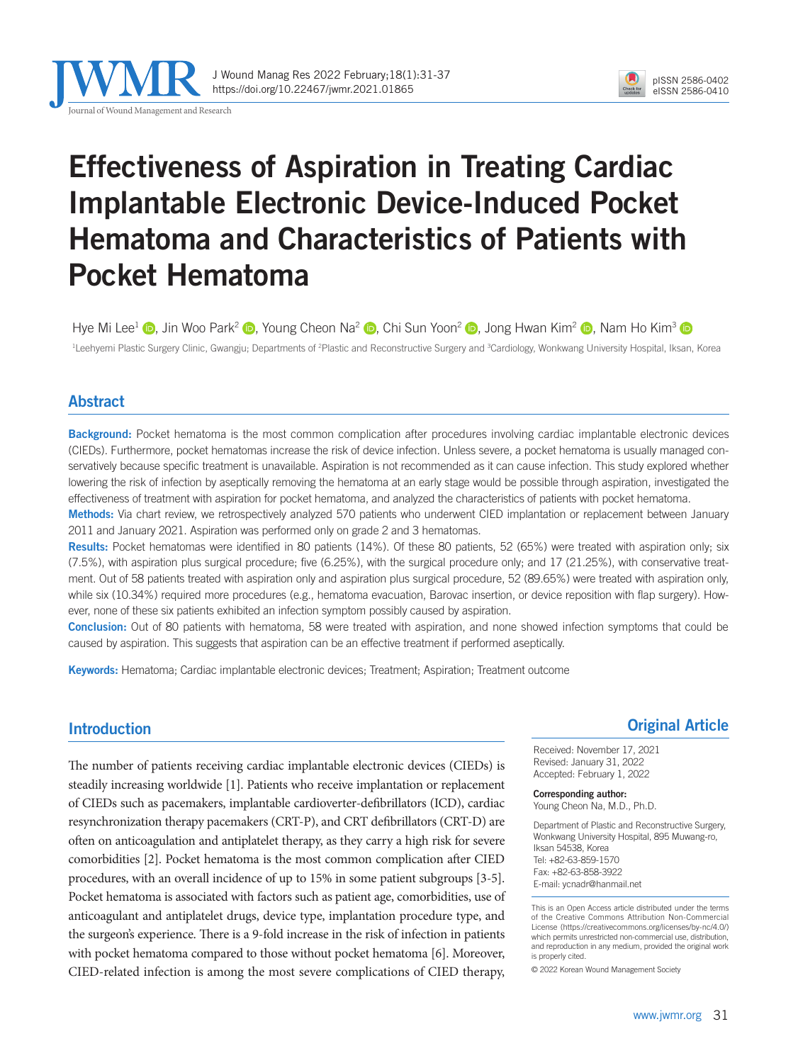# Effectiveness of Aspiration in Treating Cardiac Implantable Electronic Device-Induced Pocket Hematoma and Characteristics of Patients with Pocket Hematoma

Hye Mi Lee[1], Jin Woo Park[2], Young Cheon Na[2], Chi Sun Yoon[2], Jong Hwan Kim[2], Nam Ho Kim[3]

[1]Leehyemi Plastic Surgery Clinic, Gwangju; Departments of [2]Plastic and Reconstructive Surgery and [3]Cardiology, Wonkwang University Hospital, Iksan, Korea

## Abstract

**Background:** Pocket hematoma is the most common complication after procedures involving cardiac implantable electronic devices (CIEDs). Furthermore, pocket hematomas increase the risk of device infection. Unless severe, a pocket hematoma is usually managed conservatively because specific treatment is unavailable. Aspiration is not recommended as it can cause infection. This study explored whether lowering the risk of infection by aseptically removing the hematoma at an early stage would be possible through aspiration, investigated the effectiveness of treatment with aspiration for pocket hematoma, and analyzed the characteristics of patients with pocket hematoma.

**Methods:** Via chart review, we retrospectively analyzed 570 patients who underwent CIED implantation or replacement between January 2011 and January 2021. Aspiration was performed only on grade 2 and 3 hematomas.

**Results:** Pocket hematomas were identified in 80 patients (14%). Of these 80 patients, 52 (65%) were treated with aspiration only; six (7.5%), with aspiration plus surgical procedure; five (6.25%), with the surgical procedure only; and 17 (21.25%), with conservative treatment. Out of 58 patients treated with aspiration only and aspiration plus surgical procedure, 52 (89.65%) were treated with aspiration only, while six (10.34%) required more procedures (e.g., hematoma evacuation, Barovac insertion, or device reposition with flap surgery). However, none of these six patients exhibited an infection symptom possibly caused by aspiration.

**Conclusion:** Out of 80 patients with hematoma, 58 were treated with aspiration, and none showed infection symptoms that could be caused by aspiration. This suggests that aspiration can be an effective treatment if performed aseptically.

**Keywords:** Hematoma; Cardiac implantable electronic devices; Treatment; Aspiration; Treatment outcome

**Original Article**

Received: November 17, 2021
Revised: January 31, 2022
Accepted: February 1, 2022

**Corresponding author:**
Young Cheon Na, M.D., Ph.D.

Department of Plastic and Reconstructive Surgery, Wonkwang University Hospital, 895 Muwang-ro, Iksan 54538, Korea
Tel: +82-63-859-1570
Fax: +82-63-858-3922
E-mail: ycnadr@hanmail.net

This is an Open Access article distributed under the terms of the Creative Commons Attribution Non-Commercial License (https://creativecommons.org/licenses/by-nc/4.0/) which permits unrestricted non-commercial use, distribution, and reproduction in any medium, provided the original work is properly cited.

© 2022 Korean Wound Management Society

## Introduction

The number of patients receiving cardiac implantable electronic devices (CIEDs) is steadily increasing worldwide [1]. Patients who receive implantation or replacement of CIEDs such as pacemakers, implantable cardioverter-defibrillators (ICD), cardiac resynchronization therapy pacemakers (CRT-P), and CRT defibrillators (CRT-D) are often on anticoagulation and antiplatelet therapy, as they carry a high risk for severe comorbidities [2]. Pocket hematoma is the most common complication after CIED procedures, with an overall incidence of up to 15% in some patient subgroups [3-5]. Pocket hematoma is associated with factors such as patient age, comorbidities, use of anticoagulant and antiplatelet drugs, device type, implantation procedure type, and the surgeon's experience. There is a 9-fold increase in the risk of infection in patients with pocket hematoma compared to those without pocket hematoma [6]. Moreover, CIED-related infection is among the most severe complications of CIED therapy,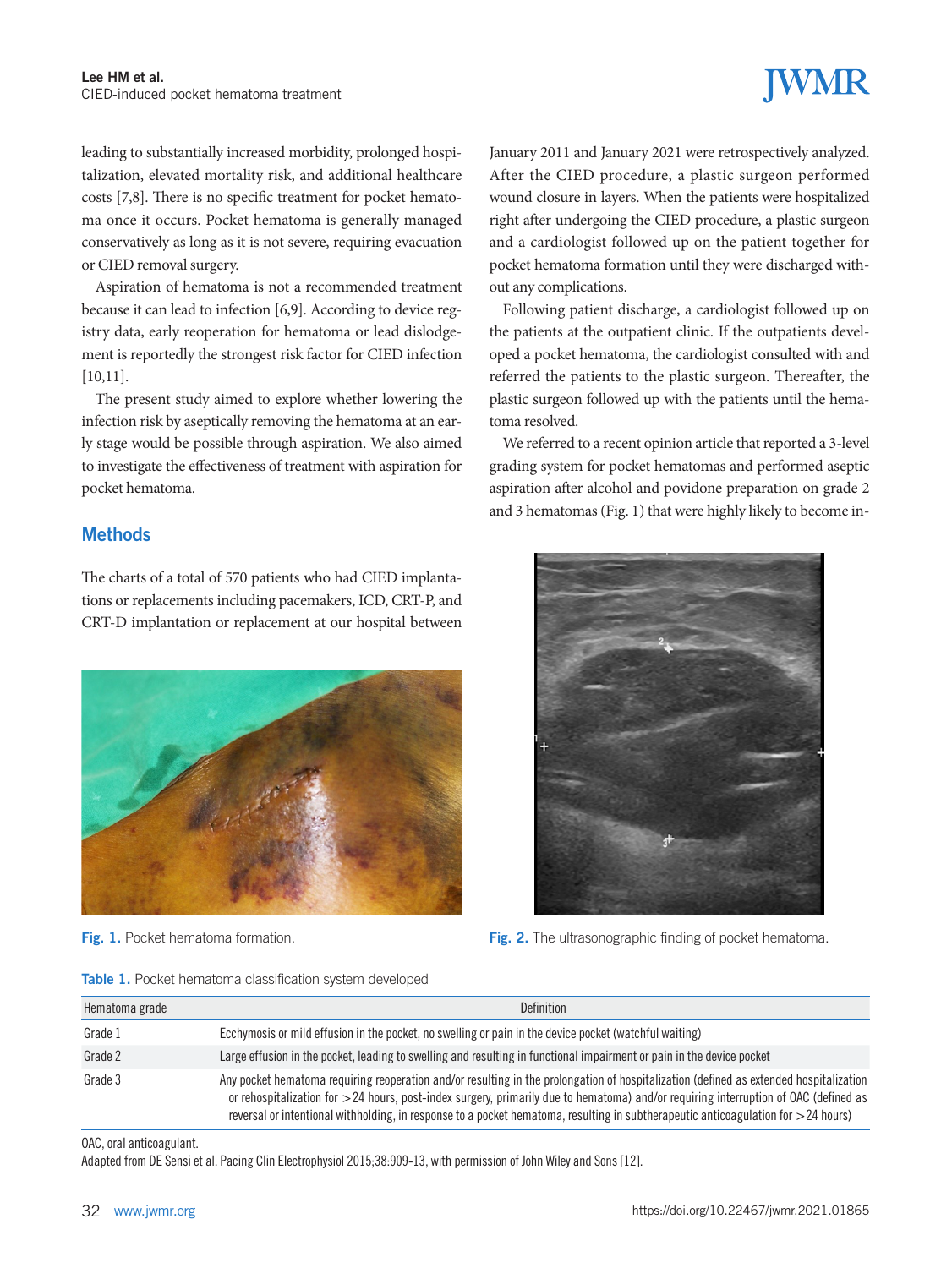leading to substantially increased morbidity, prolonged hospitalization, elevated mortality risk, and additional healthcare costs [7,8]. There is no specific treatment for pocket hematoma once it occurs. Pocket hematoma is generally managed conservatively as long as it is not severe, requiring evacuation or CIED removal surgery.

Aspiration of hematoma is not a recommended treatment because it can lead to infection [6,9]. According to device registry data, early reoperation for hematoma or lead dislodgement is reportedly the strongest risk factor for CIED infection [10,11].

The present study aimed to explore whether lowering the infection risk by aseptically removing the hematoma at an early stage would be possible through aspiration. We also aimed to investigate the effectiveness of treatment with aspiration for pocket hematoma.

## Methods

The charts of a total of 570 patients who had CIED implantations or replacements including pacemakers, ICD, CRT-P, and CRT-D implantation or replacement at our hospital between January 2011 and January 2021 were retrospectively analyzed. After the CIED procedure, a plastic surgeon performed wound closure in layers. When the patients were hospitalized right after undergoing the CIED procedure, a plastic surgeon and a cardiologist followed up on the patient together for pocket hematoma formation until they were discharged without any complications.

Following patient discharge, a cardiologist followed up on the patients at the outpatient clinic. If the outpatients developed a pocket hematoma, the cardiologist consulted with and referred the patients to the plastic surgeon. Thereafter, the plastic surgeon followed up with the patients until the hematoma resolved.

We referred to a recent opinion article that reported a 3-level grading system for pocket hematomas and performed aseptic aspiration after alcohol and povidone preparation on grade 2 and 3 hematomas (Fig. 1) that were highly likely to become in-

Fig. 1. Pocket hematoma formation.

Fig. 2. The ultrasonographic finding of pocket hematoma.

Table 1. Pocket hematoma classification system developed

| Hematoma grade | Definition |
|---|---|
| Grade 1 | Ecchymosis or mild effusion in the pocket, no swelling or pain in the device pocket (watchful waiting) |
| Grade 2 | Large effusion in the pocket, leading to swelling and resulting in functional impairment or pain in the device pocket |
| Grade 3 | Any pocket hematoma requiring reoperation and/or resulting in the prolongation of hospitalization (defined as extended hospitalization or rehospitalization for >24 hours, post-index surgery, primarily due to hematoma) and/or requiring interruption of OAC (defined as reversal or intentional withholding, in response to a pocket hematoma, resulting in subtherapeutic anticoagulation for >24 hours) |

OAC, oral anticoagulant.

Adapted from DE Sensi et al. Pacing Clin Electrophysiol 2015;38:909-13, with permission of John Wiley and Sons [12].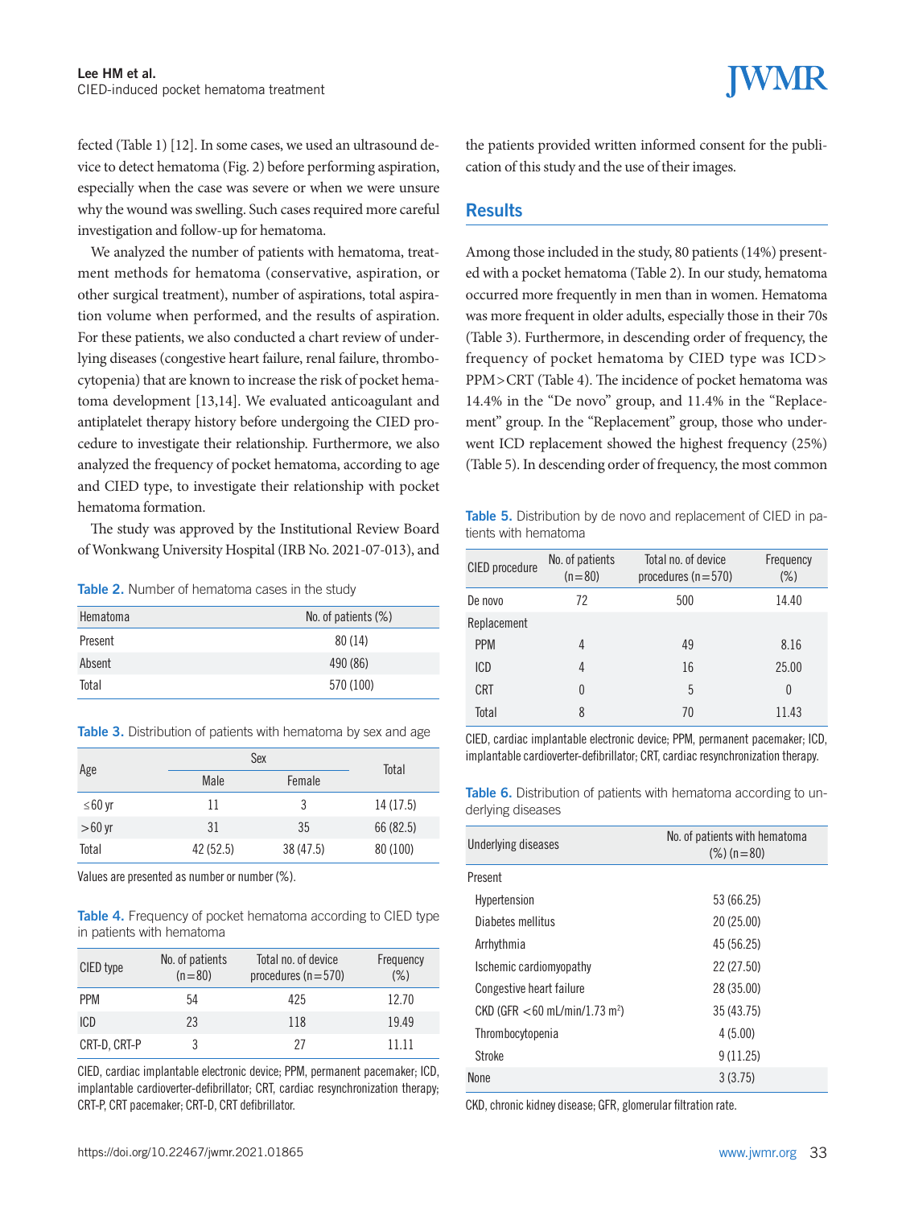fected (Table 1) [12]. In some cases, we used an ultrasound device to detect hematoma (Fig. 2) before performing aspiration, especially when the case was severe or when we were unsure why the wound was swelling. Such cases required more careful investigation and follow-up for hematoma.

We analyzed the number of patients with hematoma, treatment methods for hematoma (conservative, aspiration, or other surgical treatment), number of aspirations, total aspiration volume when performed, and the results of aspiration. For these patients, we also conducted a chart review of underlying diseases (congestive heart failure, renal failure, thrombocytopenia) that are known to increase the risk of pocket hematoma development [13,14]. We evaluated anticoagulant and antiplatelet therapy history before undergoing the CIED procedure to investigate their relationship. Furthermore, we also analyzed the frequency of pocket hematoma, according to age and CIED type, to investigate their relationship with pocket hematoma formation.

The study was approved by the Institutional Review Board of Wonkwang University Hospital (IRB No. 2021-07-013), and the patients provided written informed consent for the publication of this study and the use of their images.

**Table 2.** Number of hematoma cases in the study

| Hematoma | No. of patients (%) |
|---|---|
| Present | 80 (14) |
| Absent | 490 (86) |
| Total | 570 (100) |

**Table 3.** Distribution of patients with hematoma by sex and age

| Age | Sex | | Total |
|---|---|---|---|
| | Male | Female | |
| ≤60 yr | 11 | 3 | 14 (17.5) |
| >60 yr | 31 | 35 | 66 (82.5) |
| Total | 42 (52.5) | 38 (47.5) | 80 (100) |

Values are presented as number or number (%).

**Table 4.** Frequency of pocket hematoma according to CIED type in patients with hematoma

| CIED type | No. of patients (n=80) | Total no. of device procedures (n=570) | Frequency (%) |
|---|---|---|---|
| PPM | 54 | 425 | 12.70 |
| ICD | 23 | 118 | 19.49 |
| CRT-D, CRT-P | 3 | 27 | 11.11 |

CIED, cardiac implantable electronic device; PPM, permanent pacemaker; ICD, implantable cardioverter-defibrillator; CRT, cardiac resynchronization therapy; CRT-P, CRT pacemaker; CRT-D, CRT defibrillator.

## Results

Among those included in the study, 80 patients (14%) presented with a pocket hematoma (Table 2). In our study, hematoma occurred more frequently in men than in women. Hematoma was more frequent in older adults, especially those in their 70s (Table 3). Furthermore, in descending order of frequency, the frequency of pocket hematoma by CIED type was ICD> PPM>CRT (Table 4). The incidence of pocket hematoma was 14.4% in the "De novo" group, and 11.4% in the "Replacement" group. In the "Replacement" group, those who underwent ICD replacement showed the highest frequency (25%) (Table 5). In descending order of frequency, the most common

**Table 5.** Distribution by de novo and replacement of CIED in patients with hematoma

| CIED procedure | No. of patients (n=80) | Total no. of device procedures (n=570) | Frequency (%) |
|---|---|---|---|
| De novo | 72 | 500 | 14.40 |
| Replacement | | | |
| PPM | 4 | 49 | 8.16 |
| ICD | 4 | 16 | 25.00 |
| CRT | 0 | 5 | 0 |
| Total | 8 | 70 | 11.43 |

CIED, cardiac implantable electronic device; PPM, permanent pacemaker; ICD, implantable cardioverter-defibrillator; CRT, cardiac resynchronization therapy.

**Table 6.** Distribution of patients with hematoma according to underlying diseases

| Underlying diseases | No. of patients with hematoma (%) (n=80) |
|---|---|
| Present | |
| Hypertension | 53 (66.25) |
| Diabetes mellitus | 20 (25.00) |
| Arrhythmia | 45 (56.25) |
| Ischemic cardiomyopathy | 22 (27.50) |
| Congestive heart failure | 28 (35.00) |
| CKD (GFR <60 mL/min/1.73 m$^2$) | 35 (43.75) |
| Thrombocytopenia | 4 (5.00) |
| Stroke | 9 (11.25) |
| None | 3 (3.75) |

CKD, chronic kidney disease; GFR, glomerular filtration rate.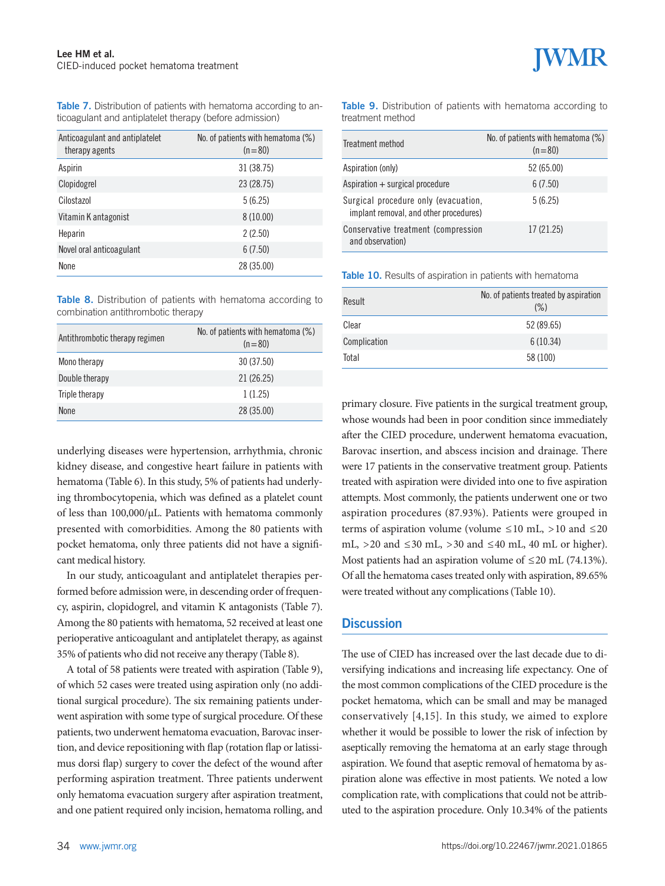**Table 7.** Distribution of patients with hematoma according to anticoagulant and antiplatelet therapy (before admission)

| Anticoagulant and antiplatelet therapy agents | No. of patients with hematoma (%) (n=80) |
|---|---|
| Aspirin | 31 (38.75) |
| Clopidogrel | 23 (28.75) |
| Cilostazol | 5 (6.25) |
| Vitamin K antagonist | 8 (10.00) |
| Heparin | 2 (2.50) |
| Novel oral anticoagulant | 6 (7.50) |
| None | 28 (35.00) |

**Table 8.** Distribution of patients with hematoma according to combination antithrombotic therapy

| Antithrombotic therapy regimen | No. of patients with hematoma (%) (n=80) |
|---|---|
| Mono therapy | 30 (37.50) |
| Double therapy | 21 (26.25) |
| Triple therapy | 1 (1.25) |
| None | 28 (35.00) |

underlying diseases were hypertension, arrhythmia, chronic kidney disease, and congestive heart failure in patients with hematoma (Table 6). In this study, 5% of patients had underlying thrombocytopenia, which was defined as a platelet count of less than 100,000/μL. Patients with hematoma commonly presented with comorbidities. Among the 80 patients with pocket hematoma, only three patients did not have a significant medical history.

In our study, anticoagulant and antiplatelet therapies performed before admission were, in descending order of frequency, aspirin, clopidogrel, and vitamin K antagonists (Table 7). Among the 80 patients with hematoma, 52 received at least one perioperative anticoagulant and antiplatelet therapy, as against 35% of patients who did not receive any therapy (Table 8).

A total of 58 patients were treated with aspiration (Table 9), of which 52 cases were treated using aspiration only (no additional surgical procedure). The six remaining patients underwent aspiration with some type of surgical procedure. Of these patients, two underwent hematoma evacuation, Barovac insertion, and device repositioning with flap (rotation flap or latissimus dorsi flap) surgery to cover the defect of the wound after performing aspiration treatment. Three patients underwent only hematoma evacuation surgery after aspiration treatment, and one patient required only incision, hematoma rolling, and primary closure. Five patients in the surgical treatment group, whose wounds had been in poor condition since immediately after the CIED procedure, underwent hematoma evacuation, Barovac insertion, and abscess incision and drainage. There were 17 patients in the conservative treatment group. Patients treated with aspiration were divided into one to five aspiration attempts. Most commonly, the patients underwent one or two aspiration procedures (87.93%). Patients were grouped in terms of aspiration volume (volume ≤10 mL, >10 and ≤20 mL, >20 and ≤30 mL, >30 and ≤40 mL, 40 mL or higher). Most patients had an aspiration volume of ≤20 mL (74.13%). Of all the hematoma cases treated only with aspiration, 89.65% were treated without any complications (Table 10).

**Table 9.** Distribution of patients with hematoma according to treatment method

| Treatment method | No. of patients with hematoma (%) (n=80) |
|---|---|
| Aspiration (only) | 52 (65.00) |
| Aspiration + surgical procedure | 6 (7.50) |
| Surgical procedure only (evacuation, implant removal, and other procedures) | 5 (6.25) |
| Conservative treatment (compression and observation) | 17 (21.25) |

**Table 10.** Results of aspiration in patients with hematoma

| Result | No. of patients treated by aspiration (%) |
|---|---|
| Clear | 52 (89.65) |
| Complication | 6 (10.34) |
| Total | 58 (100) |

## Discussion

The use of CIED has increased over the last decade due to diversifying indications and increasing life expectancy. One of the most common complications of the CIED procedure is the pocket hematoma, which can be small and may be managed conservatively [4,15]. In this study, we aimed to explore whether it would be possible to lower the risk of infection by aseptically removing the hematoma at an early stage through aspiration. We found that aseptic removal of hematoma by aspiration alone was effective in most patients. We noted a low complication rate, with complications that could not be attributed to the aspiration procedure. Only 10.34% of the patients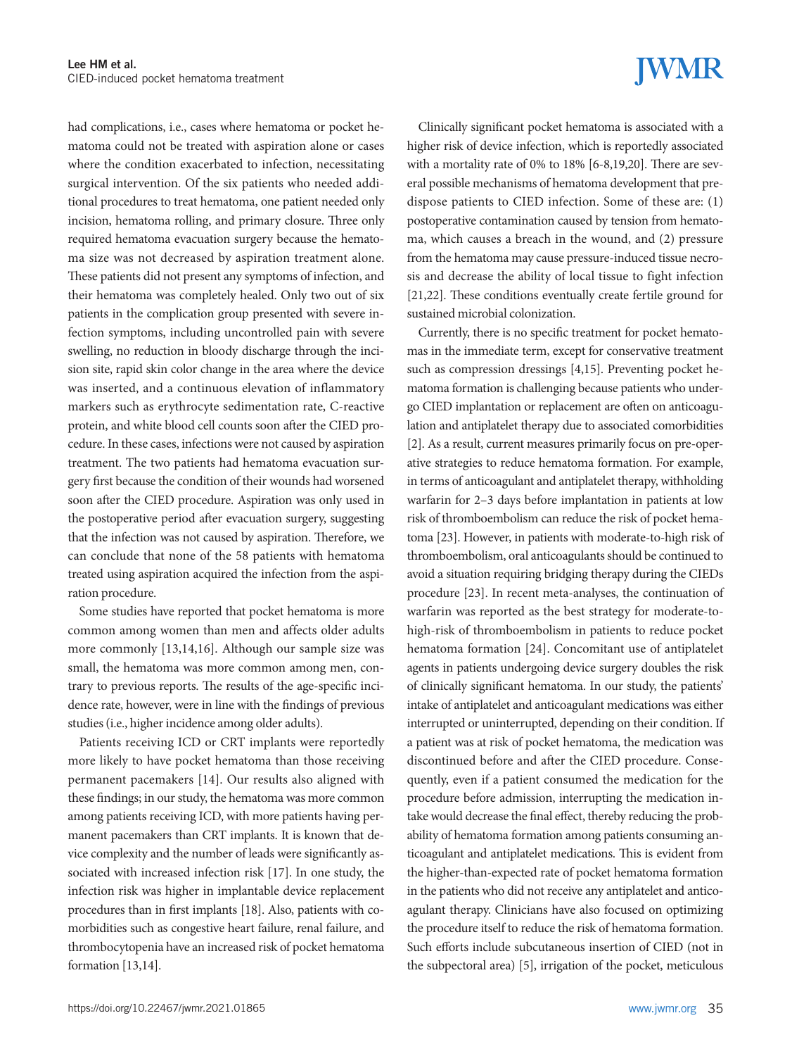had complications, i.e., cases where hematoma or pocket hematoma could not be treated with aspiration alone or cases where the condition exacerbated to infection, necessitating surgical intervention. Of the six patients who needed additional procedures to treat hematoma, one patient needed only incision, hematoma rolling, and primary closure. Three only required hematoma evacuation surgery because the hematoma size was not decreased by aspiration treatment alone. These patients did not present any symptoms of infection, and their hematoma was completely healed. Only two out of six patients in the complication group presented with severe infection symptoms, including uncontrolled pain with severe swelling, no reduction in bloody discharge through the incision site, rapid skin color change in the area where the device was inserted, and a continuous elevation of inflammatory markers such as erythrocyte sedimentation rate, C-reactive protein, and white blood cell counts soon after the CIED procedure. In these cases, infections were not caused by aspiration treatment. The two patients had hematoma evacuation surgery first because the condition of their wounds had worsened soon after the CIED procedure. Aspiration was only used in the postoperative period after evacuation surgery, suggesting that the infection was not caused by aspiration. Therefore, we can conclude that none of the 58 patients with hematoma treated using aspiration acquired the infection from the aspiration procedure.

Some studies have reported that pocket hematoma is more common among women than men and affects older adults more commonly [13,14,16]. Although our sample size was small, the hematoma was more common among men, contrary to previous reports. The results of the age-specific incidence rate, however, were in line with the findings of previous studies (i.e., higher incidence among older adults).

Patients receiving ICD or CRT implants were reportedly more likely to have pocket hematoma than those receiving permanent pacemakers [14]. Our results also aligned with these findings; in our study, the hematoma was more common among patients receiving ICD, with more patients having permanent pacemakers than CRT implants. It is known that device complexity and the number of leads were significantly associated with increased infection risk [17]. In one study, the infection risk was higher in implantable device replacement procedures than in first implants [18]. Also, patients with comorbidities such as congestive heart failure, renal failure, and thrombocytopenia have an increased risk of pocket hematoma formation [13,14].

Clinically significant pocket hematoma is associated with a higher risk of device infection, which is reportedly associated with a mortality rate of 0% to 18% [6-8,19,20]. There are several possible mechanisms of hematoma development that predispose patients to CIED infection. Some of these are: (1) postoperative contamination caused by tension from hematoma, which causes a breach in the wound, and (2) pressure from the hematoma may cause pressure-induced tissue necrosis and decrease the ability of local tissue to fight infection [21,22]. These conditions eventually create fertile ground for sustained microbial colonization.

Currently, there is no specific treatment for pocket hematomas in the immediate term, except for conservative treatment such as compression dressings [4,15]. Preventing pocket hematoma formation is challenging because patients who undergo CIED implantation or replacement are often on anticoagulation and antiplatelet therapy due to associated comorbidities [2]. As a result, current measures primarily focus on pre-operative strategies to reduce hematoma formation. For example, in terms of anticoagulant and antiplatelet therapy, withholding warfarin for 2–3 days before implantation in patients at low risk of thromboembolism can reduce the risk of pocket hematoma [23]. However, in patients with moderate-to-high risk of thromboembolism, oral anticoagulants should be continued to avoid a situation requiring bridging therapy during the CIEDs procedure [23]. In recent meta-analyses, the continuation of warfarin was reported as the best strategy for moderate-to-high-risk of thromboembolism in patients to reduce pocket hematoma formation [24]. Concomitant use of antiplatelet agents in patients undergoing device surgery doubles the risk of clinically significant hematoma. In our study, the patients' intake of antiplatelet and anticoagulant medications was either interrupted or uninterrupted, depending on their condition. If a patient was at risk of pocket hematoma, the medication was discontinued before and after the CIED procedure. Consequently, even if a patient consumed the medication for the procedure before admission, interrupting the medication intake would decrease the final effect, thereby reducing the probability of hematoma formation among patients consuming anticoagulant and antiplatelet medications. This is evident from the higher-than-expected rate of pocket hematoma formation in the patients who did not receive any antiplatelet and anticoagulant therapy. Clinicians have also focused on optimizing the procedure itself to reduce the risk of hematoma formation. Such efforts include subcutaneous insertion of CIED (not in the subpectoral area) [5], irrigation of the pocket, meticulous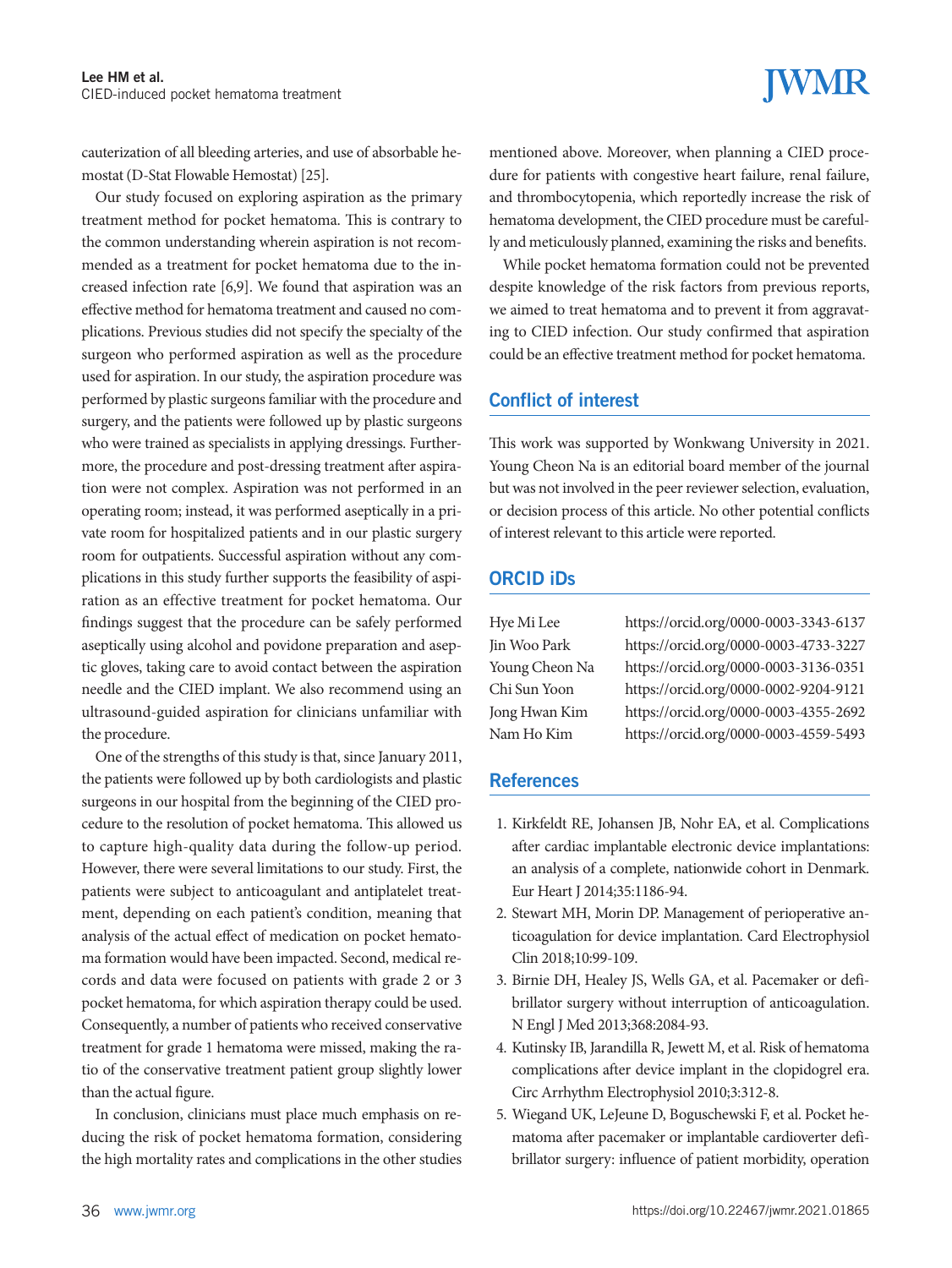cauterization of all bleeding arteries, and use of absorbable hemostat (D-Stat Flowable Hemostat) [25].

Our study focused on exploring aspiration as the primary treatment method for pocket hematoma. This is contrary to the common understanding wherein aspiration is not recommended as a treatment for pocket hematoma due to the increased infection rate [6,9]. We found that aspiration was an effective method for hematoma treatment and caused no complications. Previous studies did not specify the specialty of the surgeon who performed aspiration as well as the procedure used for aspiration. In our study, the aspiration procedure was performed by plastic surgeons familiar with the procedure and surgery, and the patients were followed up by plastic surgeons who were trained as specialists in applying dressings. Furthermore, the procedure and post-dressing treatment after aspiration were not complex. Aspiration was not performed in an operating room; instead, it was performed aseptically in a private room for hospitalized patients and in our plastic surgery room for outpatients. Successful aspiration without any complications in this study further supports the feasibility of aspiration as an effective treatment for pocket hematoma. Our findings suggest that the procedure can be safely performed aseptically using alcohol and povidone preparation and aseptic gloves, taking care to avoid contact between the aspiration needle and the CIED implant. We also recommend using an ultrasound-guided aspiration for clinicians unfamiliar with the procedure.

One of the strengths of this study is that, since January 2011, the patients were followed up by both cardiologists and plastic surgeons in our hospital from the beginning of the CIED procedure to the resolution of pocket hematoma. This allowed us to capture high-quality data during the follow-up period. However, there were several limitations to our study. First, the patients were subject to anticoagulant and antiplatelet treatment, depending on each patient's condition, meaning that analysis of the actual effect of medication on pocket hematoma formation would have been impacted. Second, medical records and data were focused on patients with grade 2 or 3 pocket hematoma, for which aspiration therapy could be used. Consequently, a number of patients who received conservative treatment for grade 1 hematoma were missed, making the ratio of the conservative treatment patient group slightly lower than the actual figure.

In conclusion, clinicians must place much emphasis on reducing the risk of pocket hematoma formation, considering the high mortality rates and complications in the other studies mentioned above. Moreover, when planning a CIED procedure for patients with congestive heart failure, renal failure, and thrombocytopenia, which reportedly increase the risk of hematoma development, the CIED procedure must be carefully and meticulously planned, examining the risks and benefits.

While pocket hematoma formation could not be prevented despite knowledge of the risk factors from previous reports, we aimed to treat hematoma and to prevent it from aggravating to CIED infection. Our study confirmed that aspiration could be an effective treatment method for pocket hematoma.

## Conflict of interest

This work was supported by Wonkwang University in 2021. Young Cheon Na is an editorial board member of the journal but was not involved in the peer reviewer selection, evaluation, or decision process of this article. No other potential conflicts of interest relevant to this article were reported.

## ORCID iDs

| | |
|---|---|
| Hye Mi Lee | https://orcid.org/0000-0003-3343-6137 |
| Jin Woo Park | https://orcid.org/0000-0003-4733-3227 |
| Young Cheon Na | https://orcid.org/0000-0003-3136-0351 |
| Chi Sun Yoon | https://orcid.org/0000-0002-9204-9121 |
| Jong Hwan Kim | https://orcid.org/0000-0003-4355-2692 |
| Nam Ho Kim | https://orcid.org/0000-0003-4559-5493 |

## References

1. Kirkfeldt RE, Johansen JB, Nohr EA, et al. Complications after cardiac implantable electronic device implantations: an analysis of a complete, nationwide cohort in Denmark. Eur Heart J 2014;35:1186-94.
2. Stewart MH, Morin DP. Management of perioperative anticoagulation for device implantation. Card Electrophysiol Clin 2018;10:99-109.
3. Birnie DH, Healey JS, Wells GA, et al. Pacemaker or defibrillator surgery without interruption of anticoagulation. N Engl J Med 2013;368:2084-93.
4. Kutinsky IB, Jarandilla R, Jewett M, et al. Risk of hematoma complications after device implant in the clopidogrel era. Circ Arrhythm Electrophysiol 2010;3:312-8.
5. Wiegand UK, LeJeune D, Boguschewski F, et al. Pocket hematoma after pacemaker or implantable cardioverter defibrillator surgery: influence of patient morbidity, operation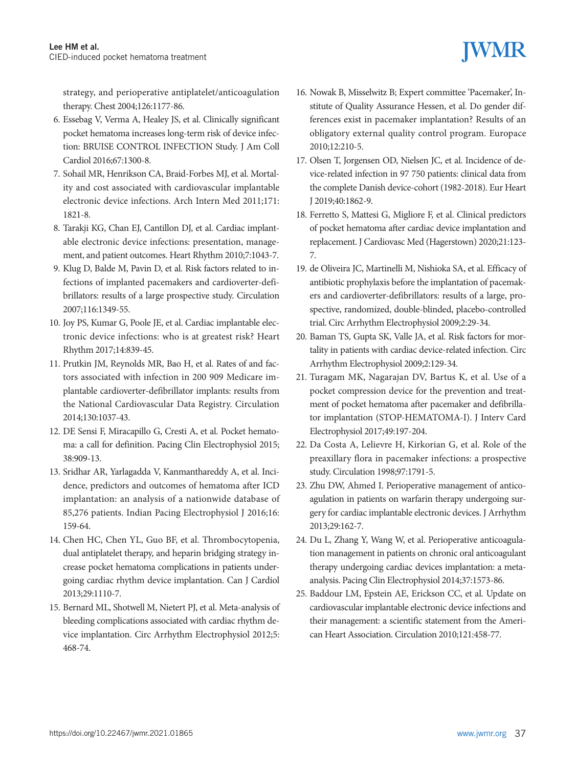strategy, and perioperative antiplatelet/anticoagulation therapy. Chest 2004;126:1177-86.

6. Essebag V, Verma A, Healey JS, et al. Clinically significant pocket hematoma increases long-term risk of device infection: BRUISE CONTROL INFECTION Study. J Am Coll Cardiol 2016;67:1300-8.
7. Sohail MR, Henrikson CA, Braid-Forbes MJ, et al. Mortality and cost associated with cardiovascular implantable electronic device infections. Arch Intern Med 2011;171:1821-8.
8. Tarakji KG, Chan EJ, Cantillon DJ, et al. Cardiac implantable electronic device infections: presentation, management, and patient outcomes. Heart Rhythm 2010;7:1043-7.
9. Klug D, Balde M, Pavin D, et al. Risk factors related to infections of implanted pacemakers and cardioverter-defibrillators: results of a large prospective study. Circulation 2007;116:1349-55.
10. Joy PS, Kumar G, Poole JE, et al. Cardiac implantable electronic device infections: who is at greatest risk? Heart Rhythm 2017;14:839-45.
11. Prutkin JM, Reynolds MR, Bao H, et al. Rates of and factors associated with infection in 200 909 Medicare implantable cardioverter-defibrillator implants: results from the National Cardiovascular Data Registry. Circulation 2014;130:1037-43.
12. DE Sensi F, Miracapillo G, Cresti A, et al. Pocket hematoma: a call for definition. Pacing Clin Electrophysiol 2015;38:909-13.
13. Sridhar AR, Yarlagadda V, Kanmanthareddy A, et al. Incidence, predictors and outcomes of hematoma after ICD implantation: an analysis of a nationwide database of 85,276 patients. Indian Pacing Electrophysiol J 2016;16:159-64.
14. Chen HC, Chen YL, Guo BF, et al. Thrombocytopenia, dual antiplatelet therapy, and heparin bridging strategy increase pocket hematoma complications in patients undergoing cardiac rhythm device implantation. Can J Cardiol 2013;29:1110-7.
15. Bernard ML, Shotwell M, Nietert PJ, et al. Meta-analysis of bleeding complications associated with cardiac rhythm device implantation. Circ Arrhythm Electrophysiol 2012;5:468-74.
16. Nowak B, Misselwitz B; Expert committee 'Pacemaker', Institute of Quality Assurance Hessen, et al. Do gender differences exist in pacemaker implantation? Results of an obligatory external quality control program. Europace 2010;12:210-5.
17. Olsen T, Jorgensen OD, Nielsen JC, et al. Incidence of device-related infection in 97 750 patients: clinical data from the complete Danish device-cohort (1982-2018). Eur Heart J 2019;40:1862-9.
18. Ferretto S, Mattesi G, Migliore F, et al. Clinical predictors of pocket hematoma after cardiac device implantation and replacement. J Cardiovasc Med (Hagerstown) 2020;21:123-7.
19. de Oliveira JC, Martinelli M, Nishioka SA, et al. Efficacy of antibiotic prophylaxis before the implantation of pacemakers and cardioverter-defibrillators: results of a large, prospective, randomized, double-blinded, placebo-controlled trial. Circ Arrhythm Electrophysiol 2009;2:29-34.
20. Baman TS, Gupta SK, Valle JA, et al. Risk factors for mortality in patients with cardiac device-related infection. Circ Arrhythm Electrophysiol 2009;2:129-34.
21. Turagam MK, Nagarajan DV, Bartus K, et al. Use of a pocket compression device for the prevention and treatment of pocket hematoma after pacemaker and defibrillator implantation (STOP-HEMATOMA-I). J Interv Card Electrophysiol 2017;49:197-204.
22. Da Costa A, Lelievre H, Kirkorian G, et al. Role of the preaxillary flora in pacemaker infections: a prospective study. Circulation 1998;97:1791-5.
23. Zhu DW, Ahmed I. Perioperative management of anticoagulation in patients on warfarin therapy undergoing surgery for cardiac implantable electronic devices. J Arrhythm 2013;29:162-7.
24. Du L, Zhang Y, Wang W, et al. Perioperative anticoagulation management in patients on chronic oral anticoagulant therapy undergoing cardiac devices implantation: a meta-analysis. Pacing Clin Electrophysiol 2014;37:1573-86.
25. Baddour LM, Epstein AE, Erickson CC, et al. Update on cardiovascular implantable electronic device infections and their management: a scientific statement from the American Heart Association. Circulation 2010;121:458-77.